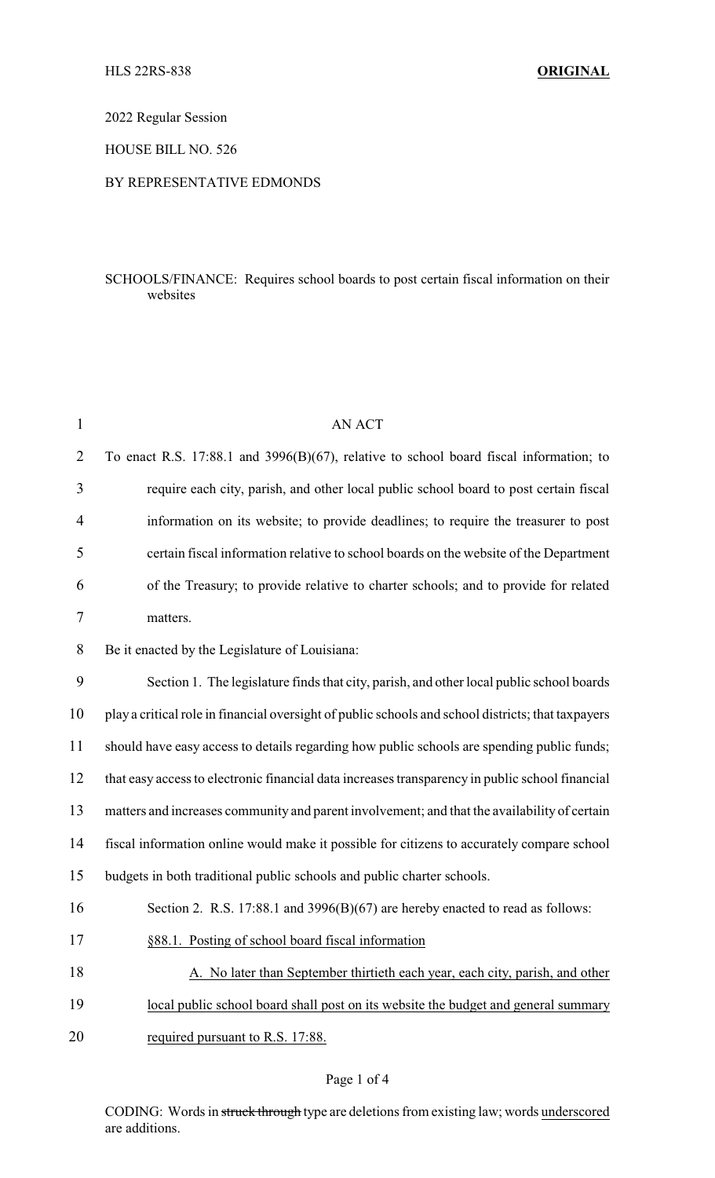HLS 22RS-838 **ORIGINAL**

2022 Regular Session

HOUSE BILL NO. 526

BY REPRESENTATIVE EDMONDS

SCHOOLS/FINANCE: Requires school boards to post certain fiscal information on their websites

AN ACT

To enact R.S. 17:88.1 and 3996(B)(67), relative to school board fiscal information; to require each city, parish, and other local public school board to post certain fiscal information on its website; to provide deadlines; to require the treasurer to post certain fiscal information relative to school boards on the website of the Department of the Treasury; to provide relative to charter schools; and to provide for related matters.

Be it enacted by the Legislature of Louisiana:

Section 1. The legislature finds that city, parish, and other local public school boards play a critical role in financial oversight of public schools and school districts; that taxpayers should have easy access to details regarding how public schools are spending public funds; that easy access to electronic financial data increases transparency in public school financial matters and increases community and parent involvement; and that the availability of certain fiscal information online would make it possible for citizens to accurately compare school budgets in both traditional public schools and public charter schools.

Section 2. R.S. 17:88.1 and 3996(B)(67) are hereby enacted to read as follows:

<u>§88.1. Posting of school board fiscal information</u>

<u>A. No later than September thirtieth each year, each city, parish, and other local public school board shall post on its website the budget and general summary required pursuant to R.S. 17:88.</u>

CODING: Words in ~~struck through~~ type are deletions from existing law; words <u>underscored</u> are additions.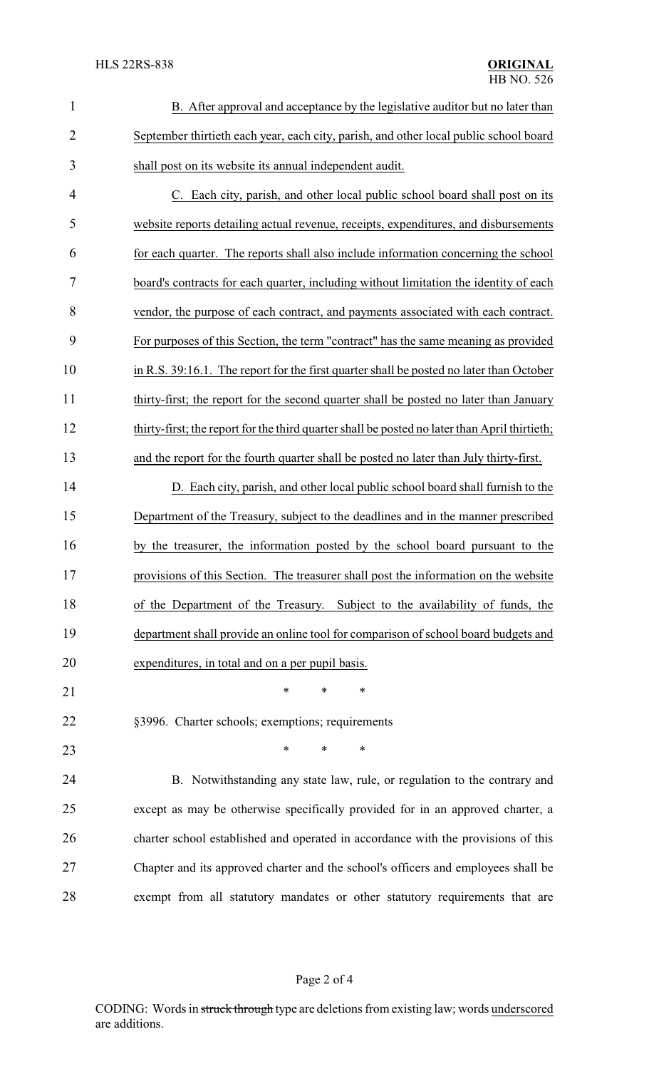B. After approval and acceptance by the legislative auditor but no later than September thirtieth each year, each city, parish, and other local public school board shall post on its website its annual independent audit.

C. Each city, parish, and other local public school board shall post on its website reports detailing actual revenue, receipts, expenditures, and disbursements for each quarter. The reports shall also include information concerning the school board's contracts for each quarter, including without limitation the identity of each vendor, the purpose of each contract, and payments associated with each contract. For purposes of this Section, the term "contract" has the same meaning as provided in R.S. 39:16.1. The report for the first quarter shall be posted no later than October thirty-first; the report for the second quarter shall be posted no later than January thirty-first; the report for the third quarter shall be posted no later than April thirtieth; and the report for the fourth quarter shall be posted no later than July thirty-first.

D. Each city, parish, and other local public school board shall furnish to the Department of the Treasury, subject to the deadlines and in the manner prescribed by the treasurer, the information posted by the school board pursuant to the provisions of this Section. The treasurer shall post the information on the website of the Department of the Treasury. Subject to the availability of funds, the department shall provide an online tool for comparison of school board budgets and expenditures, in total and on a per pupil basis.

\* \* \*

§3996. Charter schools; exemptions; requirements

\* \* \*

B. Notwithstanding any state law, rule, or regulation to the contrary and except as may be otherwise specifically provided for in an approved charter, a charter school established and operated in accordance with the provisions of this Chapter and its approved charter and the school's officers and employees shall be exempt from all statutory mandates or other statutory requirements that are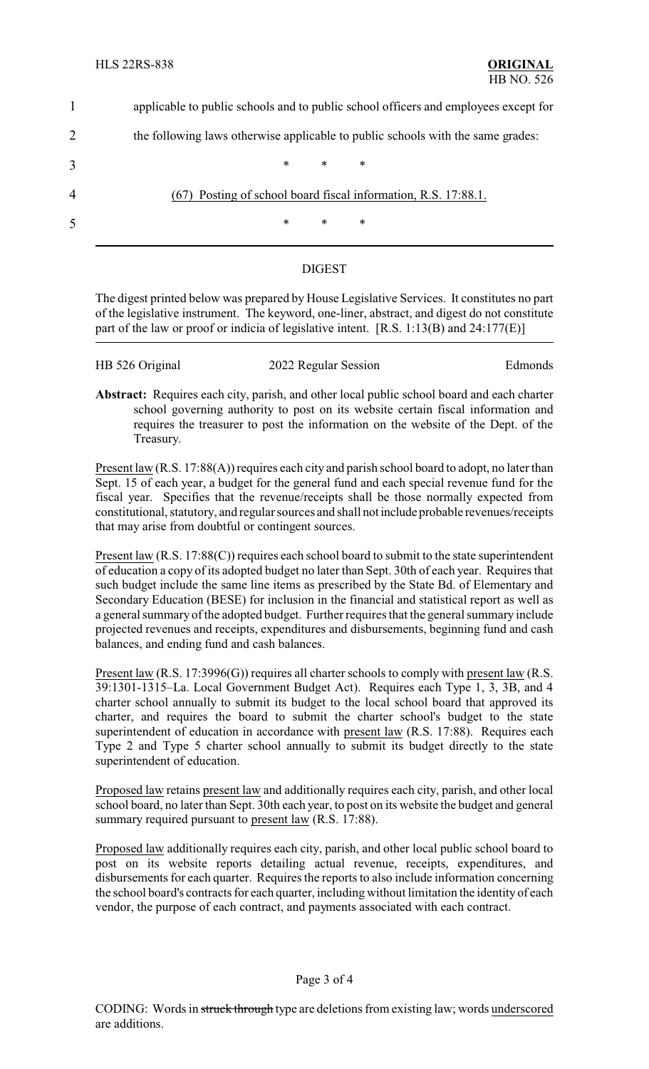applicable to public schools and to public school officers and employees except for the following laws otherwise applicable to public schools with the same grades:

\*          \*          \*

(67) Posting of school board fiscal information, R.S. 17:88.1.

\*          \*          \*

DIGEST

The digest printed below was prepared by House Legislative Services. It constitutes no part of the legislative instrument. The keyword, one-liner, abstract, and digest do not constitute part of the law or proof or indicia of legislative intent. [R.S. 1:13(B) and 24:177(E)]

HB 526 Original          2022 Regular Session          Edmonds

**Abstract:** Requires each city, parish, and other local public school board and each charter school governing authority to post on its website certain fiscal information and requires the treasurer to post the information on the website of the Dept. of the Treasury.

Present law (R.S. 17:88(A)) requires each city and parish school board to adopt, no later than Sept. 15 of each year, a budget for the general fund and each special revenue fund for the fiscal year. Specifies that the revenue/receipts shall be those normally expected from constitutional, statutory, and regular sources and shall not include probable revenues/receipts that may arise from doubtful or contingent sources.

Present law (R.S. 17:88(C)) requires each school board to submit to the state superintendent of education a copy of its adopted budget no later than Sept. 30th of each year. Requires that such budget include the same line items as prescribed by the State Bd. of Elementary and Secondary Education (BESE) for inclusion in the financial and statistical report as well as a general summary of the adopted budget. Further requires that the general summary include projected revenues and receipts, expenditures and disbursements, beginning fund and cash balances, and ending fund and cash balances.

Present law (R.S. 17:3996(G)) requires all charter schools to comply with present law (R.S. 39:1301-1315–La. Local Government Budget Act). Requires each Type 1, 3, 3B, and 4 charter school annually to submit its budget to the local school board that approved its charter, and requires the board to submit the charter school's budget to the state superintendent of education in accordance with present law (R.S. 17:88). Requires each Type 2 and Type 5 charter school annually to submit its budget directly to the state superintendent of education.

Proposed law retains present law and additionally requires each city, parish, and other local school board, no later than Sept. 30th each year, to post on its website the budget and general summary required pursuant to present law (R.S. 17:88).

Proposed law additionally requires each city, parish, and other local public school board to post on its website reports detailing actual revenue, receipts, expenditures, and disbursements for each quarter. Requires the reports to also include information concerning the school board's contracts for each quarter, including without limitation the identity of each vendor, the purpose of each contract, and payments associated with each contract.

CODING: Words in ~~struck through~~ type are deletions from existing law; words underscored are additions.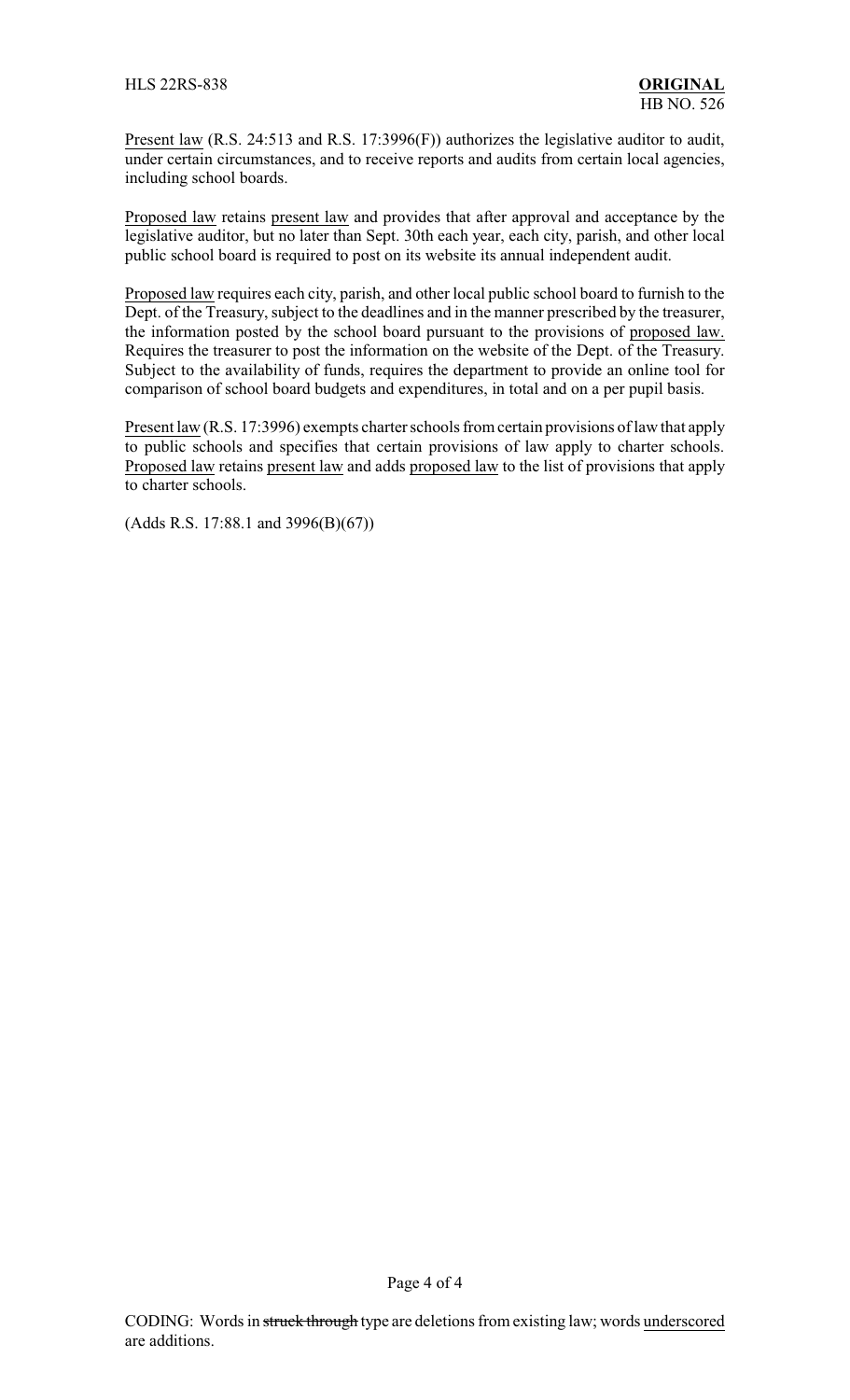Present law (R.S. 24:513 and R.S. 17:3996(F)) authorizes the legislative auditor to audit, under certain circumstances, and to receive reports and audits from certain local agencies, including school boards.

Proposed law retains present law and provides that after approval and acceptance by the legislative auditor, but no later than Sept. 30th each year, each city, parish, and other local public school board is required to post on its website its annual independent audit.

Proposed law requires each city, parish, and other local public school board to furnish to the Dept. of the Treasury, subject to the deadlines and in the manner prescribed by the treasurer, the information posted by the school board pursuant to the provisions of proposed law. Requires the treasurer to post the information on the website of the Dept. of the Treasury. Subject to the availability of funds, requires the department to provide an online tool for comparison of school board budgets and expenditures, in total and on a per pupil basis.

Present law (R.S. 17:3996) exempts charter schools from certain provisions of law that apply to public schools and specifies that certain provisions of law apply to charter schools. Proposed law retains present law and adds proposed law to the list of provisions that apply to charter schools.

(Adds R.S. 17:88.1 and 3996(B)(67))

CODING: Words in ~~struck through~~ type are deletions from existing law; words underscored are additions.